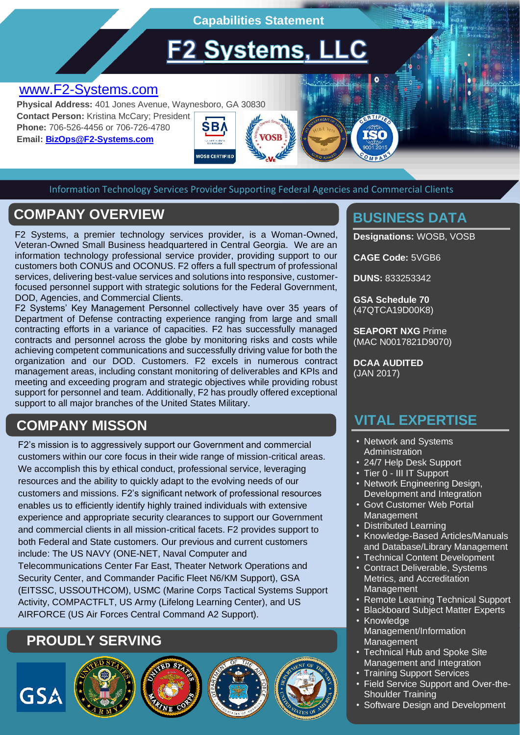Capabilities Statement

# F2 Systems, LLC

www.F2-Systems.com

**Physical Address:** 401 Jones Avenue, Waynesboro, GA 30830
**Contact Person:** Kristina McCary; President
**Phone:** 706-526-4456 or 706-726-4780
**Email:** **BizOps@F2-Systems.com**

Information Technology Services Provider Supporting Federal Agencies and Commercial Clients

## COMPANY OVERVIEW

F2 Systems, a premier technology services provider, is a Woman-Owned, Veteran-Owned Small Business headquartered in Central Georgia. We are an information technology professional service provider, providing support to our customers both CONUS and OCONUS. F2 offers a full spectrum of professional services, delivering best-value services and solutions into responsive, customer-focused personnel support with strategic solutions for the Federal Government, DOD, Agencies, and Commercial Clients.

F2 Systems' Key Management Personnel collectively have over 35 years of Department of Defense contracting experience ranging from large and small contracting efforts in a variance of capacities. F2 has successfully managed contracts and personnel across the globe by monitoring risks and costs while achieving competent communications and successfully driving value for both the organization and our DOD. Customers. F2 excels in numerous contract management areas, including constant monitoring of deliverables and KPIs and meeting and exceeding program and strategic objectives while providing robust support for personnel and team. Additionally, F2 has proudly offered exceptional support to all major branches of the United States Military.

## COMPANY MISSON

F2's mission is to aggressively support our Government and commercial customers within our core focus in their wide range of mission-critical areas. We accomplish this by ethical conduct, professional service, leveraging resources and the ability to quickly adapt to the evolving needs of our customers and missions. F2's significant network of professional resources enables us to efficiently identify highly trained individuals with extensive experience and appropriate security clearances to support our Government and commercial clients in all mission-critical facets. F2 provides support to both Federal and State customers. Our previous and current customers include: The US NAVY (ONE-NET, Naval Computer and Telecommunications Center Far East, Theater Network Operations and Security Center, and Commander Pacific Fleet N6/KM Support), GSA (EITSSC, USSOUTHCOM), USMC (Marine Corps Tactical Systems Support Activity, COMPACTFLT, US Army (Lifelong Learning Center), and US AIRFORCE (US Air Forces Central Command A2 Support).

## PROUDLY SERVING

## BUSINESS DATA

**Designations:** WOSB, VOSB

**CAGE Code:** 5VGB6

**DUNS:** 833253342

**GSA Schedule 70**
(47QTCA19D00K8)

**SEAPORT NXG** Prime
(MAC N0017821D9070)

**DCAA AUDITED**
(JAN 2017)

## VITAL EXPERTISE

- Network and Systems Administration
- 24/7 Help Desk Support
- Tier 0 - III IT Support
- Network Engineering Design, Development and Integration
- Govt Customer Web Portal Management
- Distributed Learning
- Knowledge-Based Articles/Manuals and Database/Library Management
- Technical Content Development
- Contract Deliverable, Systems Metrics, and Accreditation Management
- Remote Learning Technical Support
- Blackboard Subject Matter Experts
- Knowledge Management/Information Management
- Technical Hub and Spoke Site Management and Integration
- Training Support Services
- Field Service Support and Over-the-Shoulder Training
- Software Design and Development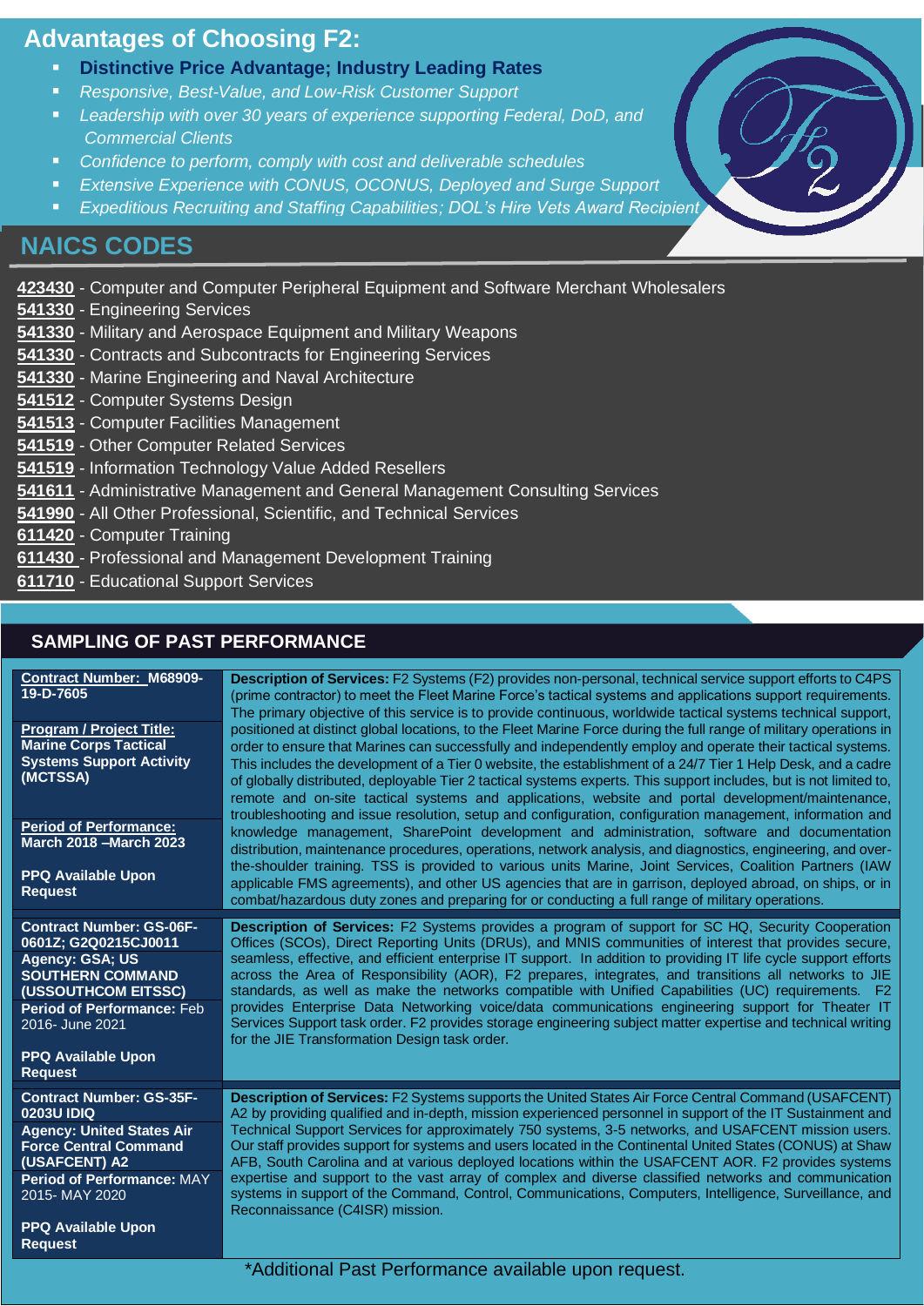## Advantages of Choosing F2:

- **Distinctive Price Advantage; Industry Leading Rates**
- *Responsive, Best-Value, and Low-Risk Customer Support*
- *Leadership with over 30 years of experience supporting Federal, DoD, and Commercial Clients*
- *Confidence to perform, comply with cost and deliverable schedules*
- *Extensive Experience with CONUS, OCONUS, Deployed and Surge Support*
- *Expeditious Recruiting and Staffing Capabilities; DOL's Hire Vets Award Recipient*

## NAICS CODES

**423430** - Computer and Computer Peripheral Equipment and Software Merchant Wholesalers
**541330** - Engineering Services
**541330** - Military and Aerospace Equipment and Military Weapons
**541330** - Contracts and Subcontracts for Engineering Services
**541330** - Marine Engineering and Naval Architecture
**541512** - Computer Systems Design
**541513** - Computer Facilities Management
**541519** - Other Computer Related Services
**541519** - Information Technology Value Added Resellers
**541611** - Administrative Management and General Management Consulting Services
**541990** - All Other Professional, Scientific, and Technical Services
**611420** - Computer Training
**611430** - Professional and Management Development Training
**611710** - Educational Support Services

## SAMPLING OF PAST PERFORMANCE

| | |
|---|---|
| **Contract Number: M68909-19-D-7605**<br><br>**Program / Project Title: Marine Corps Tactical Systems Support Activity (MCTSSA)**<br><br>**Period of Performance: March 2018 –March 2023**<br><br>**PPQ Available Upon Request** | **Description of Services:** F2 Systems (F2) provides non-personal, technical service support efforts to C4PS (prime contractor) to meet the Fleet Marine Force's tactical systems and applications support requirements. The primary objective of this service is to provide continuous, worldwide tactical systems technical support, positioned at distinct global locations, to the Fleet Marine Force during the full range of military operations in order to ensure that Marines can successfully and independently employ and operate their tactical systems. This includes the development of a Tier 0 website, the establishment of a 24/7 Tier 1 Help Desk, and a cadre of globally distributed, deployable Tier 2 tactical systems experts. This support includes, but is not limited to, remote and on-site tactical systems and applications, website and portal development/maintenance, troubleshooting and issue resolution, setup and configuration, configuration management, information and knowledge management, SharePoint development and administration, software and documentation distribution, maintenance procedures, operations, network analysis, and diagnostics, engineering, and over-the-shoulder training. TSS is provided to various units Marine, Joint Services, Coalition Partners (IAW applicable FMS agreements), and other US agencies that are in garrison, deployed abroad, on ships, or in combat/hazardous duty zones and preparing for or conducting a full range of military operations. |
| **Contract Number: GS-06F-0601Z; G2Q0215CJ0011**<br>**Agency: GSA; US SOUTHERN COMMAND (USSOUTHCOM EITSSC)**<br>**Period of Performance:** Feb 2016- June 2021<br><br>**PPQ Available Upon Request** | **Description of Services:** F2 Systems provides a program of support for SC HQ, Security Cooperation Offices (SCOs), Direct Reporting Units (DRUs), and MNIS communities of interest that provides secure, seamless, effective, and efficient enterprise IT support. In addition to providing IT life cycle support efforts across the Area of Responsibility (AOR), F2 prepares, integrates, and transitions all networks to JIE standards, as well as make the networks compatible with Unified Capabilities (UC) requirements. F2 provides Enterprise Data Networking voice/data communications engineering support for Theater IT Services Support task order. F2 provides storage engineering subject matter expertise and technical writing for the JIE Transformation Design task order. |
| **Contract Number: GS-35F-0203U IDIQ**<br>**Agency: United States Air Force Central Command (USAFCENT) A2**<br>**Period of Performance:** MAY 2015- MAY 2020<br><br>**PPQ Available Upon Request** | **Description of Services:** F2 Systems supports the United States Air Force Central Command (USAFCENT) A2 by providing qualified and in-depth, mission experienced personnel in support of the IT Sustainment and Technical Support Services for approximately 750 systems, 3-5 networks, and USAFCENT mission users. Our staff provides support for systems and users located in the Continental United States (CONUS) at Shaw AFB, South Carolina and at various deployed locations within the USAFCENT AOR. F2 provides systems expertise and support to the vast array of complex and diverse classified networks and communication systems in support of the Command, Control, Communications, Computers, Intelligence, Surveillance, and Reconnaissance (C4ISR) mission. |

*Additional Past Performance available upon request.